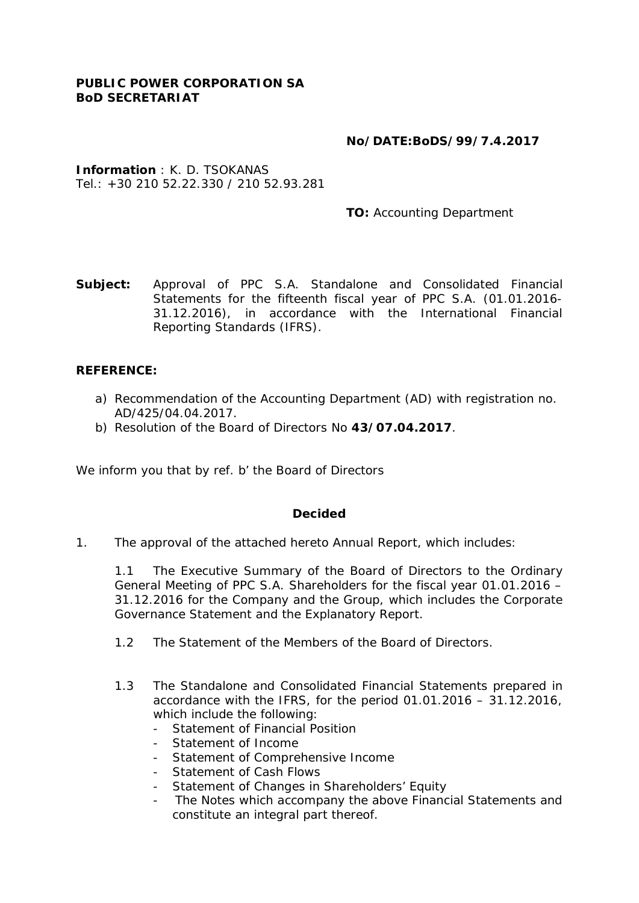**PUBLIC POWER CORPORATION SA**
**BoD SECRETARIAT**

**No/DATE:BoDS/99/7.4.2017**

**Information** : K. D. TSOKANAS
Tel.: +30 210 52.22.330 / 210 52.93.281

**TO:** Accounting Department

**Subject:** Approval of PPC S.A. Standalone and Consolidated Financial Statements for the fifteenth fiscal year of PPC S.A. (01.01.2016-31.12.2016), in accordance with the International Financial Reporting Standards (IFRS).

**REFERENCE:**

a) Recommendation of the Accounting Department (AD) with registration no. AD/425/04.04.2017.
b) Resolution of the Board of Directors No **43/07.04.2017**.

We inform you that by ref. b' the Board of Directors

**Decided**

1. The approval of the attached hereto Annual Report, which includes:

   1.1 The Executive Summary of the Board of Directors to the Ordinary General Meeting of PPC S.A. Shareholders for the fiscal year 01.01.2016 – 31.12.2016 for the Company and the Group, which includes the Corporate Governance Statement and the Explanatory Report.

   1.2 The Statement of the Members of the Board of Directors.

   1.3 The Standalone and Consolidated Financial Statements prepared in accordance with the IFRS, for the period 01.01.2016 – 31.12.2016, which include the following:
   - Statement of Financial Position
   - Statement of Income
   - Statement of Comprehensive Income
   - Statement of Cash Flows
   - Statement of Changes in Shareholders' Equity
   - The Notes which accompany the above Financial Statements and constitute an integral part thereof.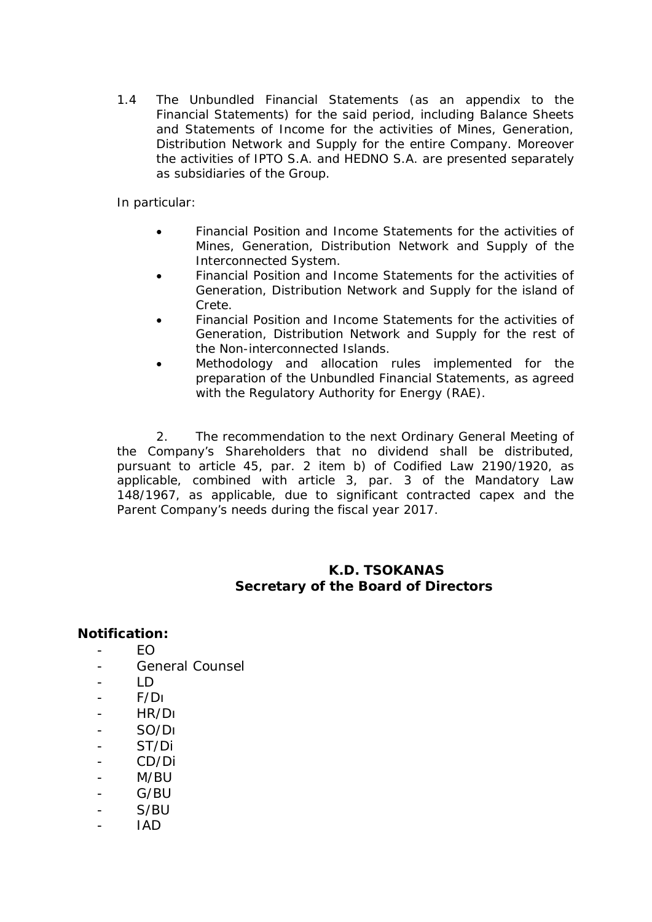1.4 The Unbundled Financial Statements (as an appendix to the Financial Statements) for the said period, including Balance Sheets and Statements of Income for the activities of Mines, Generation, Distribution Network and Supply for the entire Company. Moreover the activities of IPTO S.A. and HEDNO S.A. are presented separately as subsidiaries of the Group.

In particular:

- Financial Position and Income Statements for the activities of Mines, Generation, Distribution Network and Supply of the Interconnected System.
- Financial Position and Income Statements for the activities of Generation, Distribution Network and Supply for the island of Crete.
- Financial Position and Income Statements for the activities of Generation, Distribution Network and Supply for the rest of the Non-interconnected Islands.
- Methodology and allocation rules implemented for the preparation of the Unbundled Financial Statements, as agreed with the Regulatory Authority for Energy (RAE).

2. The recommendation to the next Ordinary General Meeting of the Company's Shareholders that no dividend shall be distributed, pursuant to article 45, par. 2 item b) of Codified Law 2190/1920, as applicable, combined with article 3, par. 3 of the Mandatory Law 148/1967, as applicable, due to significant contracted capex and the Parent Company's needs during the fiscal year 2017.

**K.D. TSOKANAS**
**Secretary of the Board of Directors**

**Notification:**

- EO
- General Counsel
- LD
- F/Dι
- HR/Dι
- SO/Dι
- ST/Di
- CD/Di
- M/BU
- G/BU
- S/BU
- IAD